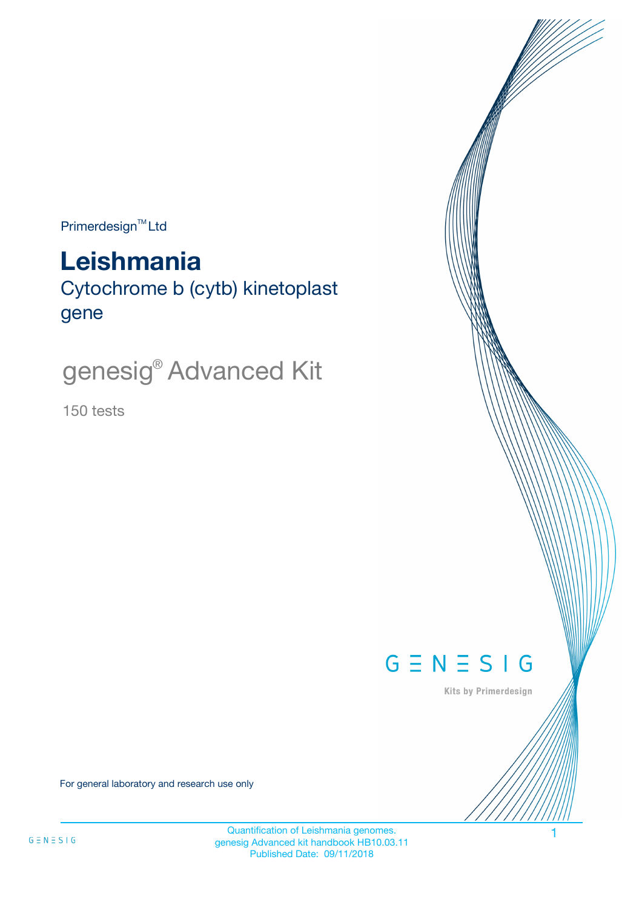Primerdesign™ Ltd

# Leishmania

## Cytochrome b (cytb) kinetoplast gene

## genesig® Advanced Kit

150 tests

GENESIG

Kits by Primerdesign

For general laboratory and research use only

Quantification of Leishmania genomes.
genesig Advanced kit handbook HB10.03.11
Published Date: 09/11/2018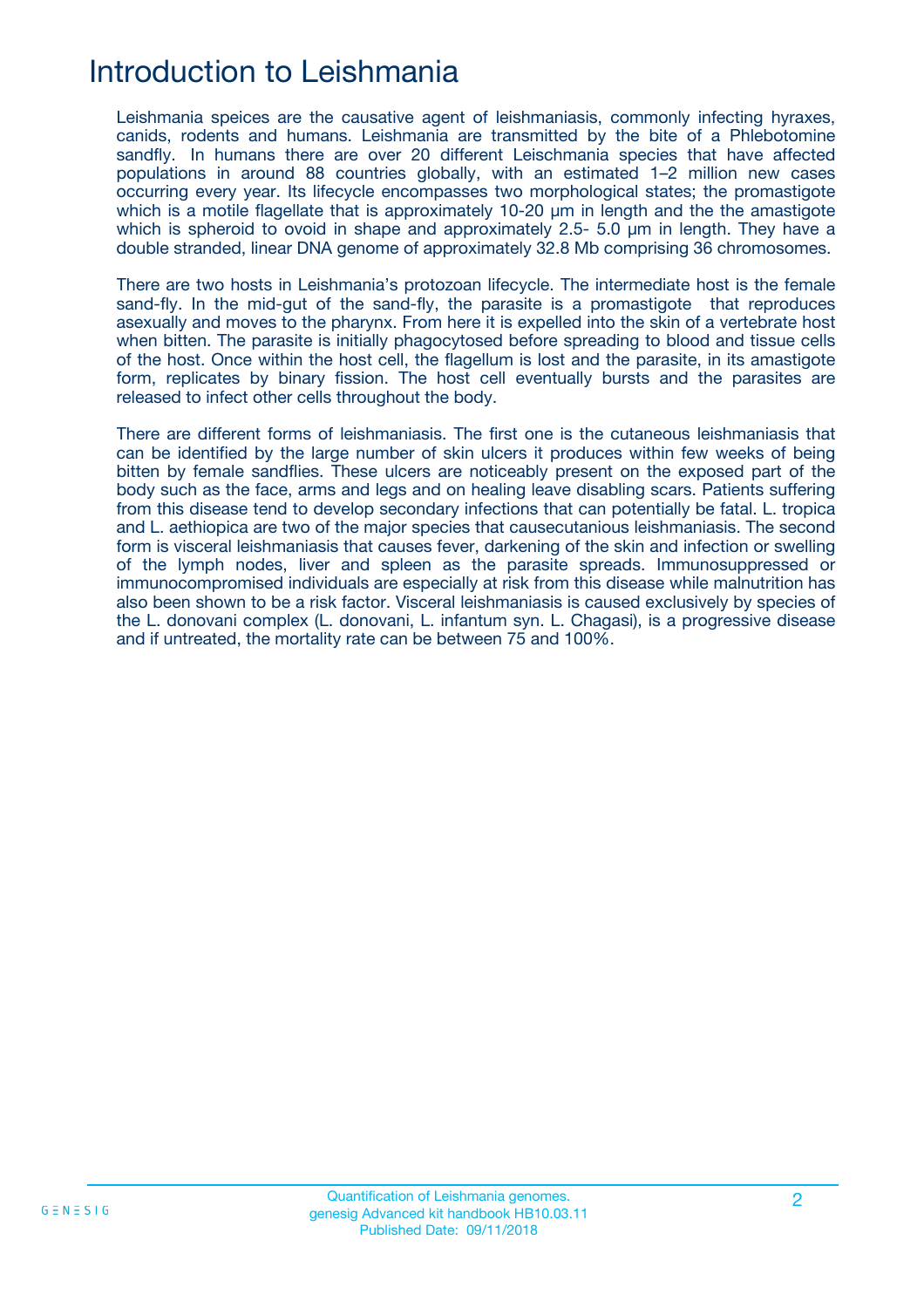# Introduction to Leishmania

Leishmania speices are the causative agent of leishmaniasis, commonly infecting hyraxes, canids, rodents and humans. Leishmania are transmitted by the bite of a Phlebotomine sandfly. In humans there are over 20 different Leischmania species that have affected populations in around 88 countries globally, with an estimated 1–2 million new cases occurring every year. Its lifecycle encompasses two morphological states; the promastigote which is a motile flagellate that is approximately 10-20 µm in length and the the amastigote which is spheroid to ovoid in shape and approximately 2.5- 5.0 µm in length. They have a double stranded, linear DNA genome of approximately 32.8 Mb comprising 36 chromosomes.

There are two hosts in Leishmania's protozoan lifecycle. The intermediate host is the female sand-fly. In the mid-gut of the sand-fly, the parasite is a promastigote that reproduces asexually and moves to the pharynx. From here it is expelled into the skin of a vertebrate host when bitten. The parasite is initially phagocytosed before spreading to blood and tissue cells of the host. Once within the host cell, the flagellum is lost and the parasite, in its amastigote form, replicates by binary fission. The host cell eventually bursts and the parasites are released to infect other cells throughout the body.

There are different forms of leishmaniasis. The first one is the cutaneous leishmaniasis that can be identified by the large number of skin ulcers it produces within few weeks of being bitten by female sandflies. These ulcers are noticeably present on the exposed part of the body such as the face, arms and legs and on healing leave disabling scars. Patients suffering from this disease tend to develop secondary infections that can potentially be fatal. L. tropica and L. aethiopica are two of the major species that causecutanious leishmaniasis. The second form is visceral leishmaniasis that causes fever, darkening of the skin and infection or swelling of the lymph nodes, liver and spleen as the parasite spreads. Immunosuppressed or immunocompromised individuals are especially at risk from this disease while malnutrition has also been shown to be a risk factor. Visceral leishmaniasis is caused exclusively by species of the L. donovani complex (L. donovani, L. infantum syn. L. Chagasi), is a progressive disease and if untreated, the mortality rate can be between 75 and 100%.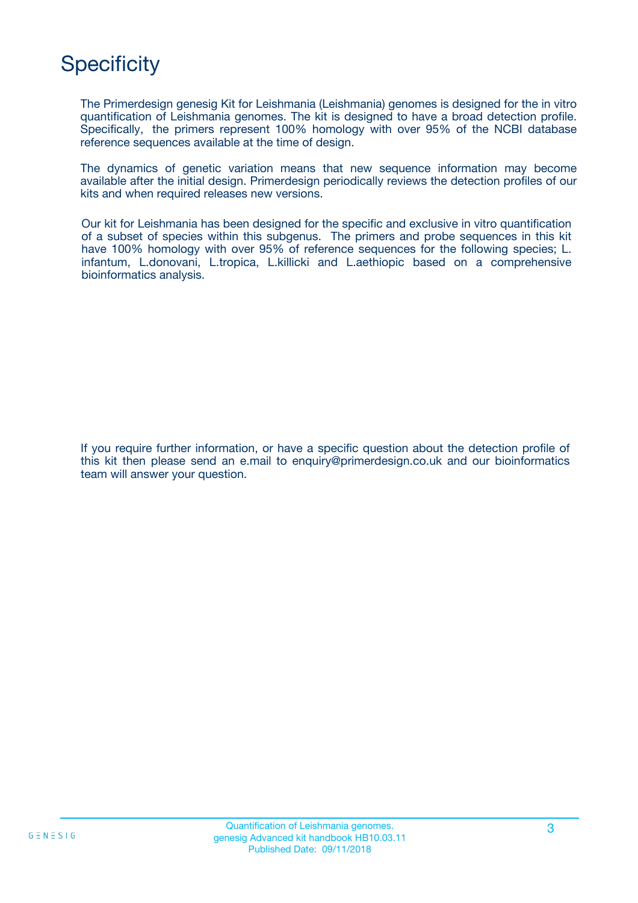# Specificity

The Primerdesign genesig Kit for Leishmania (Leishmania) genomes is designed for the in vitro quantification of Leishmania genomes. The kit is designed to have a broad detection profile. Specifically, the primers represent 100% homology with over 95% of the NCBI database reference sequences available at the time of design.

The dynamics of genetic variation means that new sequence information may become available after the initial design. Primerdesign periodically reviews the detection profiles of our kits and when required releases new versions.

Our kit for Leishmania has been designed for the specific and exclusive in vitro quantification of a subset of species within this subgenus. The primers and probe sequences in this kit have 100% homology with over 95% of reference sequences for the following species; L. infantum, L.donovani, L.tropica, L.killicki and L.aethiopic based on a comprehensive bioinformatics analysis.

If you require further information, or have a specific question about the detection profile of this kit then please send an e.mail to enquiry@primerdesign.co.uk and our bioinformatics team will answer your question.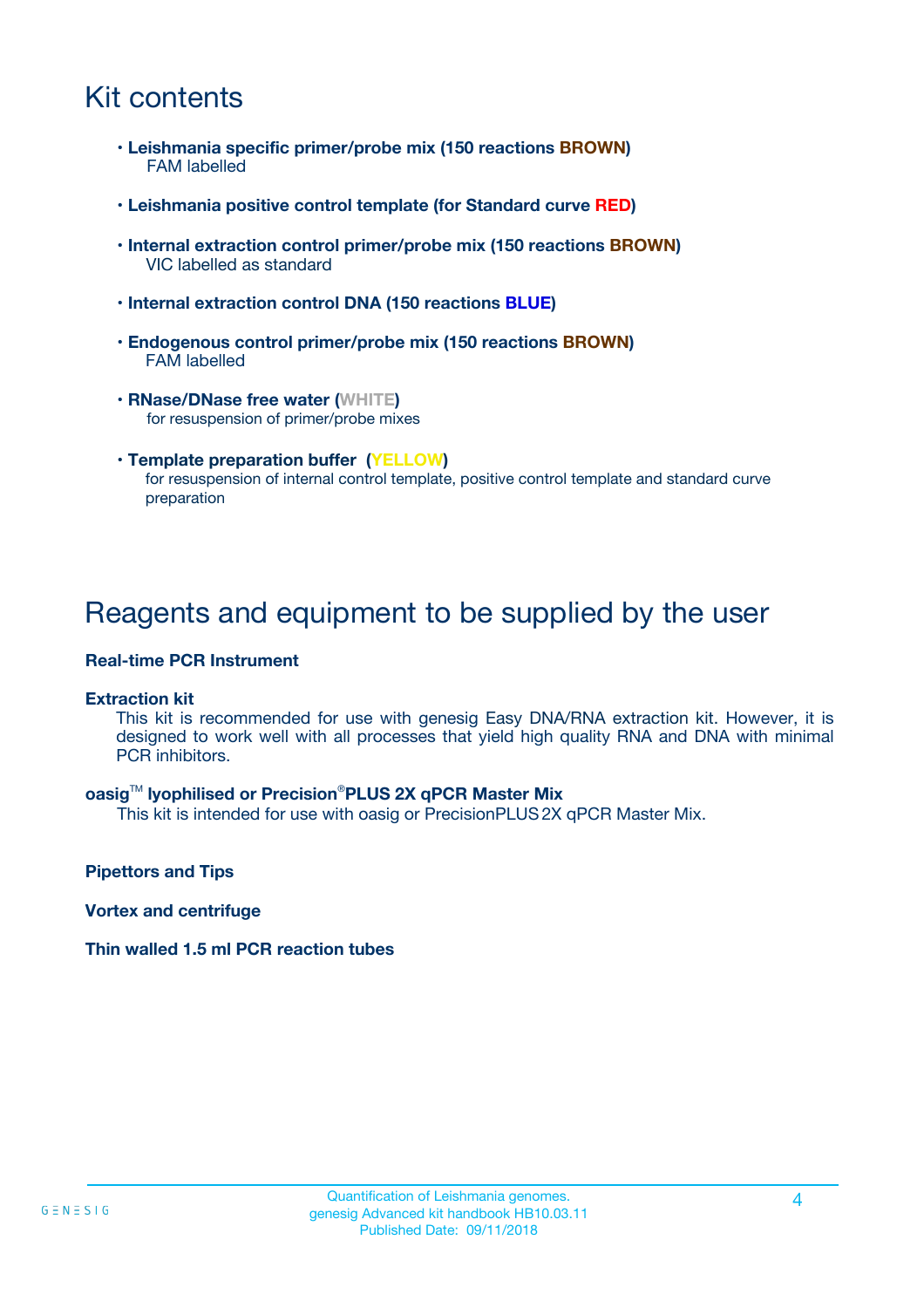# Kit contents

- **Leishmania specific primer/probe mix (150 reactions BROWN)**
  FAM labelled

- **Leishmania positive control template (for Standard curve RED)**

- **Internal extraction control primer/probe mix (150 reactions BROWN)**
  VIC labelled as standard

- **Internal extraction control DNA (150 reactions BLUE)**

- **Endogenous control primer/probe mix (150 reactions BROWN)**
  FAM labelled

- **RNase/DNase free water (WHITE)**
  for resuspension of primer/probe mixes

- **Template preparation buffer (YELLOW)**
  for resuspension of internal control template, positive control template and standard curve preparation

# Reagents and equipment to be supplied by the user

**Real-time PCR Instrument**

**Extraction kit**

This kit is recommended for use with genesig Easy DNA/RNA extraction kit. However, it is designed to work well with all processes that yield high quality RNA and DNA with minimal PCR inhibitors.

**oasig™ lyophilised or Precision®PLUS 2X qPCR Master Mix**

This kit is intended for use with oasig or PrecisionPLUS 2X qPCR Master Mix.

**Pipettors and Tips**

**Vortex and centrifuge**

**Thin walled 1.5 ml PCR reaction tubes**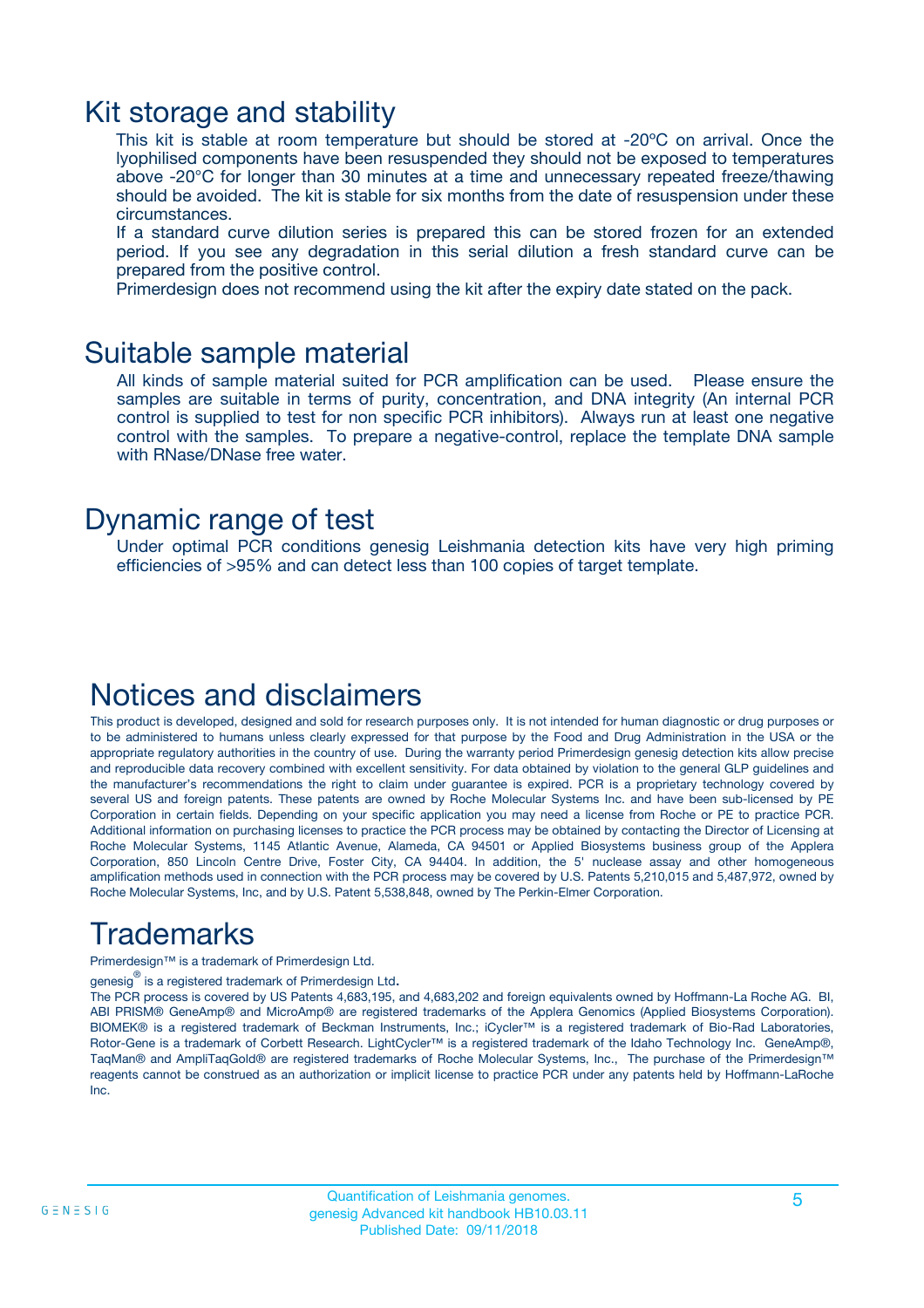# Kit storage and stability

This kit is stable at room temperature but should be stored at -20ºC on arrival. Once the lyophilised components have been resuspended they should not be exposed to temperatures above -20°C for longer than 30 minutes at a time and unnecessary repeated freeze/thawing should be avoided. The kit is stable for six months from the date of resuspension under these circumstances.

If a standard curve dilution series is prepared this can be stored frozen for an extended period. If you see any degradation in this serial dilution a fresh standard curve can be prepared from the positive control.

Primerdesign does not recommend using the kit after the expiry date stated on the pack.

# Suitable sample material

All kinds of sample material suited for PCR amplification can be used. Please ensure the samples are suitable in terms of purity, concentration, and DNA integrity (An internal PCR control is supplied to test for non specific PCR inhibitors). Always run at least one negative control with the samples. To prepare a negative-control, replace the template DNA sample with RNase/DNase free water.

# Dynamic range of test

Under optimal PCR conditions genesig Leishmania detection kits have very high priming efficiencies of >95% and can detect less than 100 copies of target template.

# Notices and disclaimers

This product is developed, designed and sold for research purposes only. It is not intended for human diagnostic or drug purposes or to be administered to humans unless clearly expressed for that purpose by the Food and Drug Administration in the USA or the appropriate regulatory authorities in the country of use. During the warranty period Primerdesign genesig detection kits allow precise and reproducible data recovery combined with excellent sensitivity. For data obtained by violation to the general GLP guidelines and the manufacturer's recommendations the right to claim under guarantee is expired. PCR is a proprietary technology covered by several US and foreign patents. These patents are owned by Roche Molecular Systems Inc. and have been sub-licensed by PE Corporation in certain fields. Depending on your specific application you may need a license from Roche or PE to practice PCR. Additional information on purchasing licenses to practice the PCR process may be obtained by contacting the Director of Licensing at Roche Molecular Systems, 1145 Atlantic Avenue, Alameda, CA 94501 or Applied Biosystems business group of the Applera Corporation, 850 Lincoln Centre Drive, Foster City, CA 94404. In addition, the 5' nuclease assay and other homogeneous amplification methods used in connection with the PCR process may be covered by U.S. Patents 5,210,015 and 5,487,972, owned by Roche Molecular Systems, Inc, and by U.S. Patent 5,538,848, owned by The Perkin-Elmer Corporation.

# Trademarks

Primerdesign™ is a trademark of Primerdesign Ltd.

genesig® is a registered trademark of Primerdesign Ltd.

The PCR process is covered by US Patents 4,683,195, and 4,683,202 and foreign equivalents owned by Hoffmann-La Roche AG. BI, ABI PRISM® GeneAmp® and MicroAmp® are registered trademarks of the Applera Genomics (Applied Biosystems Corporation). BIOMEK® is a registered trademark of Beckman Instruments, Inc.; iCycler™ is a registered trademark of Bio-Rad Laboratories, Rotor-Gene is a trademark of Corbett Research. LightCycler™ is a registered trademark of the Idaho Technology Inc. GeneAmp®, TaqMan® and AmpliTaqGold® are registered trademarks of Roche Molecular Systems, Inc., The purchase of the Primerdesign™ reagents cannot be construed as an authorization or implicit license to practice PCR under any patents held by Hoffmann-LaRoche Inc.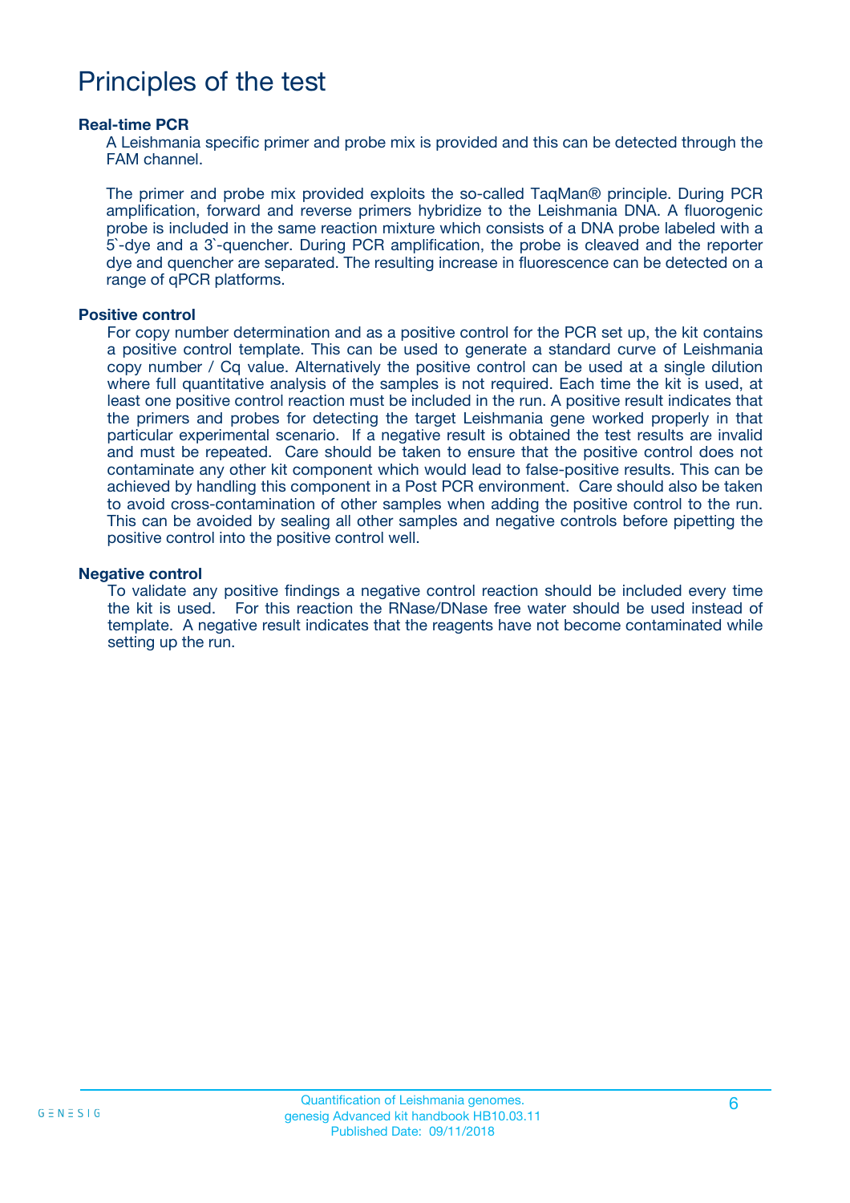# Principles of the test

### Real-time PCR

A Leishmania specific primer and probe mix is provided and this can be detected through the FAM channel.

The primer and probe mix provided exploits the so-called TaqMan® principle. During PCR amplification, forward and reverse primers hybridize to the Leishmania DNA. A fluorogenic probe is included in the same reaction mixture which consists of a DNA probe labeled with a 5`-dye and a 3`-quencher. During PCR amplification, the probe is cleaved and the reporter dye and quencher are separated. The resulting increase in fluorescence can be detected on a range of qPCR platforms.

### Positive control

For copy number determination and as a positive control for the PCR set up, the kit contains a positive control template. This can be used to generate a standard curve of Leishmania copy number / Cq value. Alternatively the positive control can be used at a single dilution where full quantitative analysis of the samples is not required. Each time the kit is used, at least one positive control reaction must be included in the run. A positive result indicates that the primers and probes for detecting the target Leishmania gene worked properly in that particular experimental scenario. If a negative result is obtained the test results are invalid and must be repeated. Care should be taken to ensure that the positive control does not contaminate any other kit component which would lead to false-positive results. This can be achieved by handling this component in a Post PCR environment. Care should also be taken to avoid cross-contamination of other samples when adding the positive control to the run. This can be avoided by sealing all other samples and negative controls before pipetting the positive control into the positive control well.

### Negative control

To validate any positive findings a negative control reaction should be included every time the kit is used. For this reaction the RNase/DNase free water should be used instead of template. A negative result indicates that the reagents have not become contaminated while setting up the run.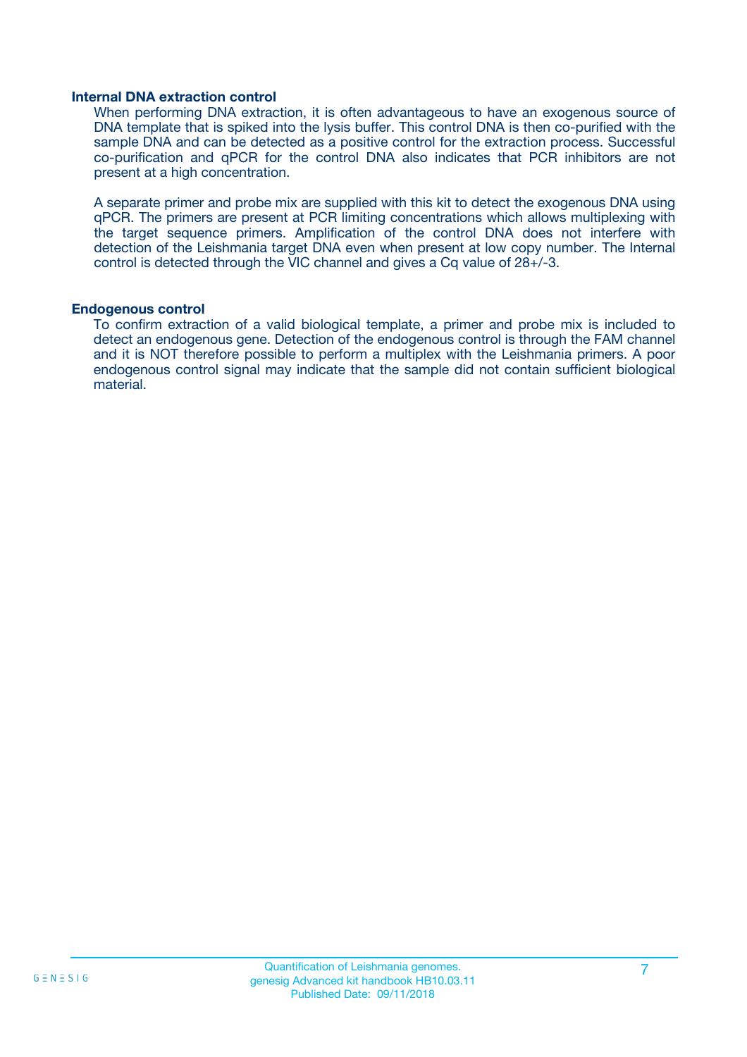### Internal DNA extraction control

When performing DNA extraction, it is often advantageous to have an exogenous source of DNA template that is spiked into the lysis buffer. This control DNA is then co-purified with the sample DNA and can be detected as a positive control for the extraction process. Successful co-purification and qPCR for the control DNA also indicates that PCR inhibitors are not present at a high concentration.

A separate primer and probe mix are supplied with this kit to detect the exogenous DNA using qPCR. The primers are present at PCR limiting concentrations which allows multiplexing with the target sequence primers. Amplification of the control DNA does not interfere with detection of the Leishmania target DNA even when present at low copy number. The Internal control is detected through the VIC channel and gives a Cq value of 28+/-3.

### Endogenous control

To confirm extraction of a valid biological template, a primer and probe mix is included to detect an endogenous gene. Detection of the endogenous control is through the FAM channel and it is NOT therefore possible to perform a multiplex with the Leishmania primers. A poor endogenous control signal may indicate that the sample did not contain sufficient biological material.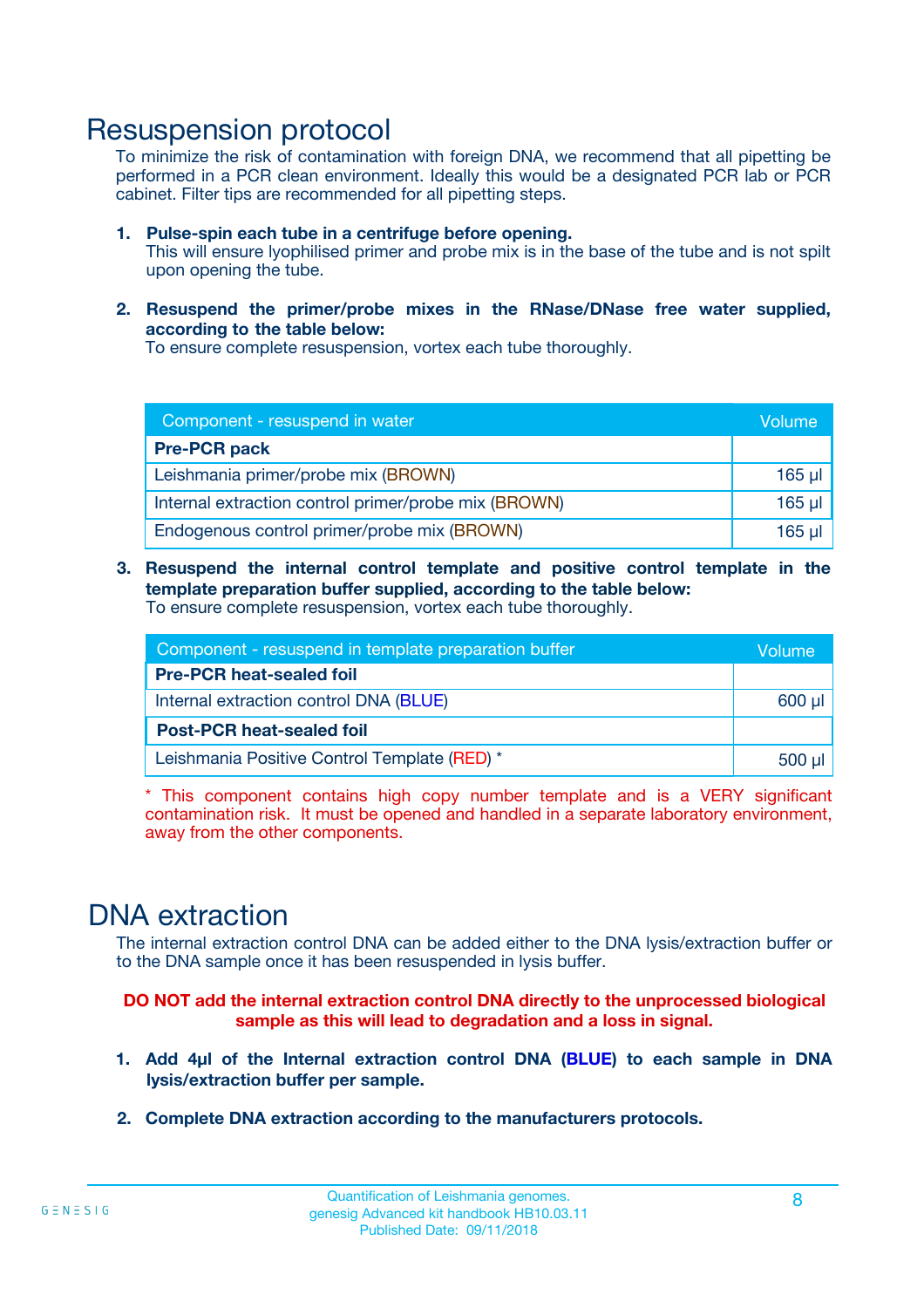# Resuspension protocol

To minimize the risk of contamination with foreign DNA, we recommend that all pipetting be performed in a PCR clean environment. Ideally this would be a designated PCR lab or PCR cabinet. Filter tips are recommended for all pipetting steps.

1. **Pulse-spin each tube in a centrifuge before opening.**
   This will ensure lyophilised primer and probe mix is in the base of the tube and is not spilt upon opening the tube.

2. **Resuspend the primer/probe mixes in the RNase/DNase free water supplied, according to the table below:**
   To ensure complete resuspension, vortex each tube thoroughly.

| Component - resuspend in water | Volume |
|---|---|
| **Pre-PCR pack** | |
| Leishmania primer/probe mix (BROWN) | 165 µl |
| Internal extraction control primer/probe mix (BROWN) | 165 µl |
| Endogenous control primer/probe mix (BROWN) | 165 µl |

3. **Resuspend the internal control template and positive control template in the template preparation buffer supplied, according to the table below:**
   To ensure complete resuspension, vortex each tube thoroughly.

| Component - resuspend in template preparation buffer | Volume |
|---|---|
| **Pre-PCR heat-sealed foil** | |
| Internal extraction control DNA (BLUE) | 600 µl |
| **Post-PCR heat-sealed foil** | |
| Leishmania Positive Control Template (RED) * | 500 µl |

* This component contains high copy number template and is a VERY significant contamination risk. It must be opened and handled in a separate laboratory environment, away from the other components.

# DNA extraction

The internal extraction control DNA can be added either to the DNA lysis/extraction buffer or to the DNA sample once it has been resuspended in lysis buffer.

**DO NOT add the internal extraction control DNA directly to the unprocessed biological sample as this will lead to degradation and a loss in signal.**

1. **Add 4µl of the Internal extraction control DNA (BLUE) to each sample in DNA lysis/extraction buffer per sample.**

2. **Complete DNA extraction according to the manufacturers protocols.**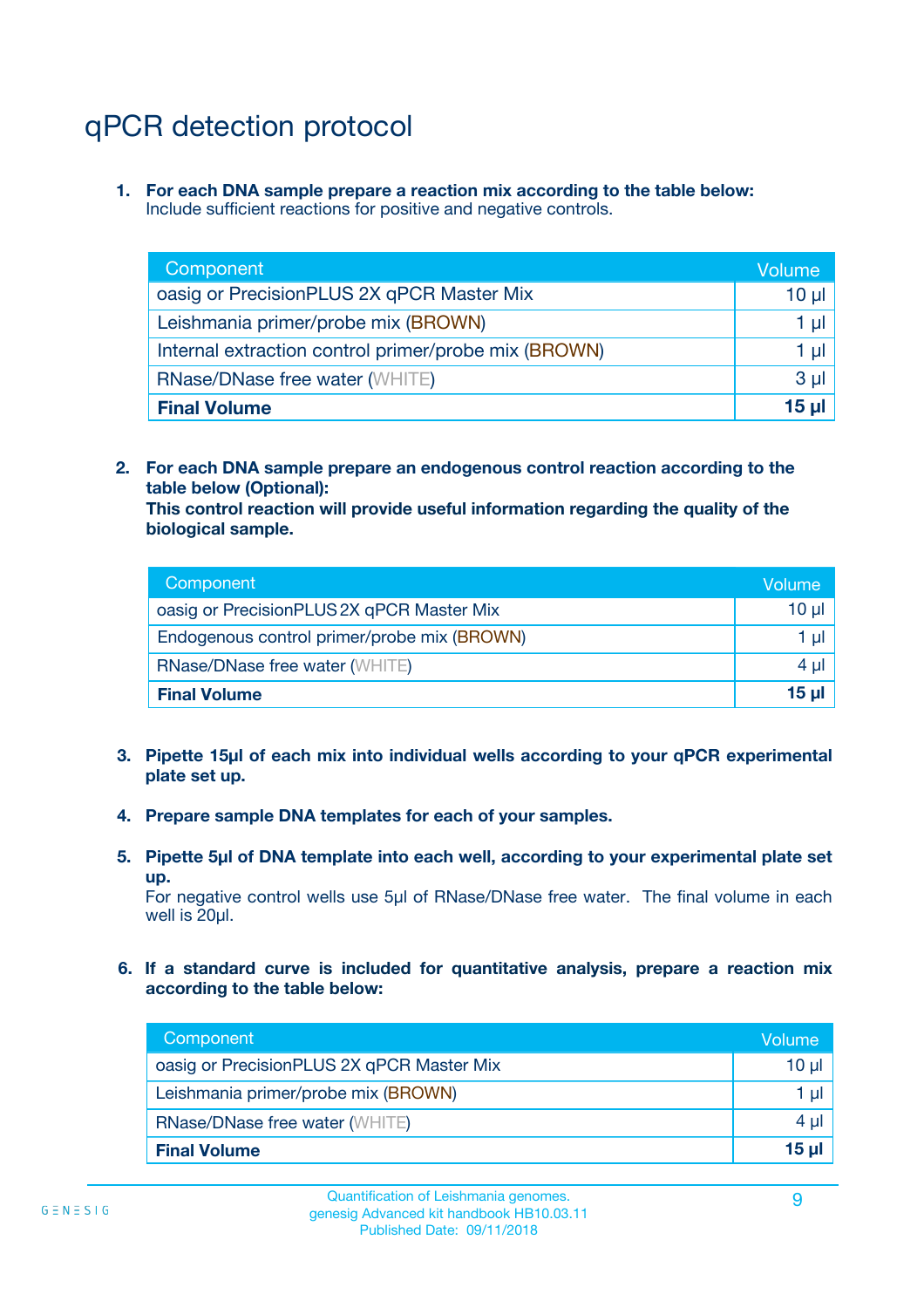# qPCR detection protocol

1. **For each DNA sample prepare a reaction mix according to the table below:**
   Include sufficient reactions for positive and negative controls.

| Component | Volume |
|---|---|
| oasig or PrecisionPLUS 2X qPCR Master Mix | 10 µl |
| Leishmania primer/probe mix (BROWN) | 1 µl |
| Internal extraction control primer/probe mix (BROWN) | 1 µl |
| RNase/DNase free water (WHITE) | 3 µl |
| **Final Volume** | **15 µl** |

2. **For each DNA sample prepare an endogenous control reaction according to the table below (Optional):**
   **This control reaction will provide useful information regarding the quality of the biological sample.**

| Component | Volume |
|---|---|
| oasig or PrecisionPLUS 2X qPCR Master Mix | 10 µl |
| Endogenous control primer/probe mix (BROWN) | 1 µl |
| RNase/DNase free water (WHITE) | 4 µl |
| **Final Volume** | **15 µl** |

3. **Pipette 15µl of each mix into individual wells according to your qPCR experimental plate set up.**

4. **Prepare sample DNA templates for each of your samples.**

5. **Pipette 5µl of DNA template into each well, according to your experimental plate set up.**
   For negative control wells use 5µl of RNase/DNase free water. The final volume in each well is 20µl.

6. **If a standard curve is included for quantitative analysis, prepare a reaction mix according to the table below:**

| Component | Volume |
|---|---|
| oasig or PrecisionPLUS 2X qPCR Master Mix | 10 µl |
| Leishmania primer/probe mix (BROWN) | 1 µl |
| RNase/DNase free water (WHITE) | 4 µl |
| **Final Volume** | **15 µl** |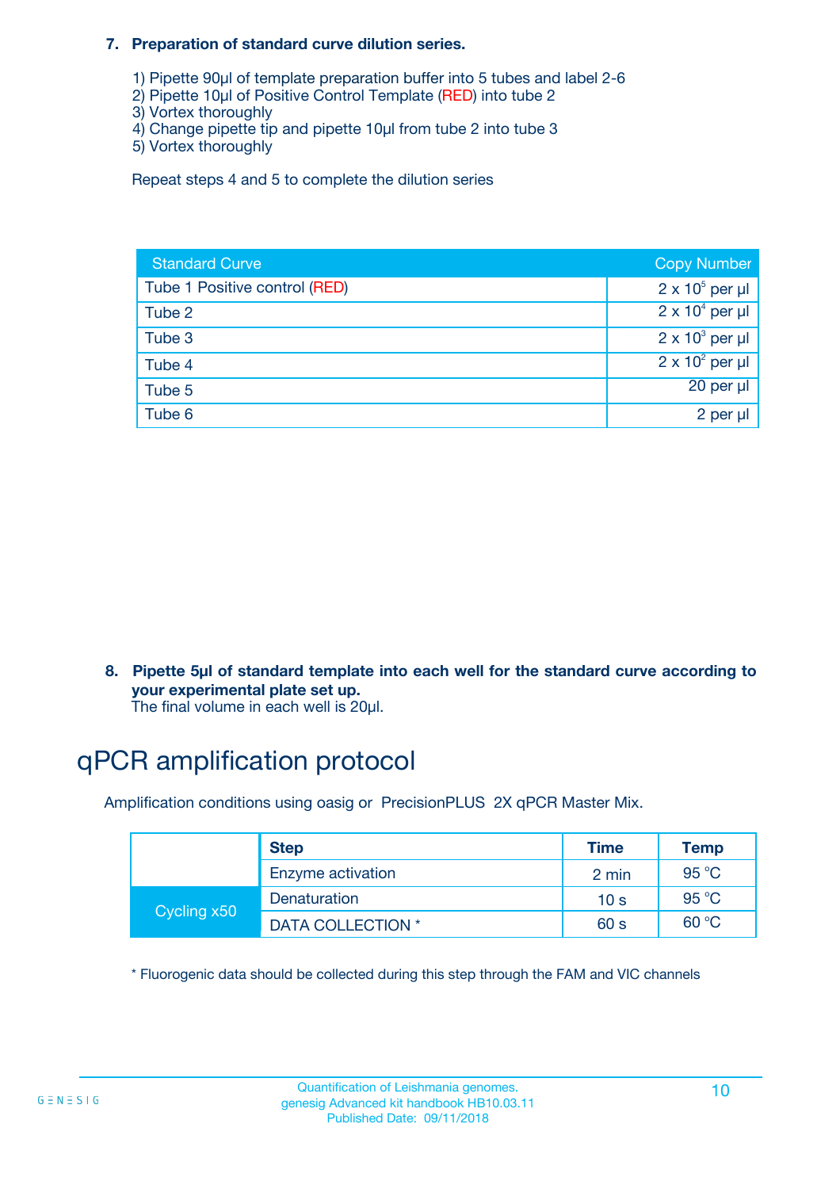7. **Preparation of standard curve dilution series.**

   1) Pipette 90µl of template preparation buffer into 5 tubes and label 2-6
   2) Pipette 10µl of Positive Control Template (RED) into tube 2
   3) Vortex thoroughly
   4) Change pipette tip and pipette 10µl from tube 2 into tube 3
   5) Vortex thoroughly

   Repeat steps 4 and 5 to complete the dilution series

| Standard Curve | Copy Number |
|---|---|
| Tube 1 Positive control (RED) | $2 \times 10^5$ per µl |
| Tube 2 | $2 \times 10^4$ per µl |
| Tube 3 | $2 \times 10^3$ per µl |
| Tube 4 | $2 \times 10^2$ per µl |
| Tube 5 | 20 per µl |
| Tube 6 | 2 per µl |

8. **Pipette 5µl of standard template into each well for the standard curve according to your experimental plate set up.**
   The final volume in each well is 20µl.

# qPCR amplification protocol

Amplification conditions using oasig or PrecisionPLUS 2X qPCR Master Mix.

| | Step | Time | Temp |
|---|---|---|---|
| | Enzyme activation | 2 min | 95 °C |
| Cycling x50 | Denaturation | 10 s | 95 °C |
| | DATA COLLECTION * | 60 s | 60 °C |

* Fluorogenic data should be collected during this step through the FAM and VIC channels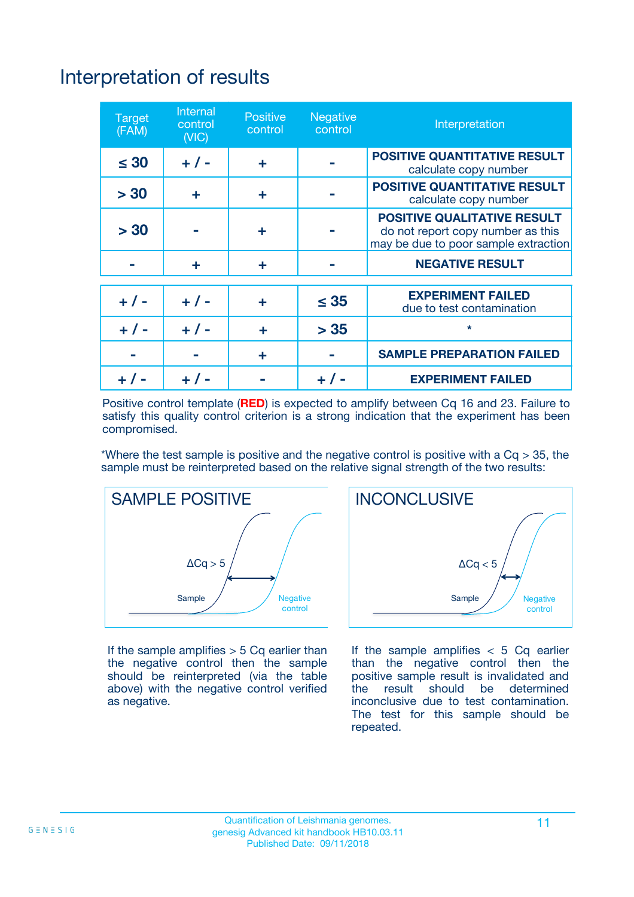# Interpretation of results

| Target (FAM) | Internal control (VIC) | Positive control | Negative control | Interpretation |
|---|---|---|---|---|
| ≤ 30 | + / - | + | - | **POSITIVE QUANTITATIVE RESULT** calculate copy number |
| > 30 | + | + | - | **POSITIVE QUANTITATIVE RESULT** calculate copy number |
| > 30 | - | + | - | **POSITIVE QUALITATIVE RESULT** do not report copy number as this may be due to poor sample extraction |
| - | + | + | - | **NEGATIVE RESULT** |
| + / - | + / - | + | ≤ 35 | **EXPERIMENT FAILED** due to test contamination |
| + / - | + / - | + | > 35 | * |
| - | - | + | - | **SAMPLE PREPARATION FAILED** |
| + / - | + / - | - | + / - | **EXPERIMENT FAILED** |

Positive control template (**RED**) is expected to amplify between Cq 16 and 23. Failure to satisfy this quality control criterion is a strong indication that the experiment has been compromised.

*Where the test sample is positive and the negative control is positive with a Cq > 35, the sample must be reinterpreted based on the relative signal strength of the two results:

## SAMPLE POSITIVE

ΔCq > 5

Sample

Negative control

If the sample amplifies > 5 Cq earlier than the negative control then the sample should be reinterpreted (via the table above) with the negative control verified as negative.

## INCONCLUSIVE

ΔCq < 5

Sample

Negative control

If the sample amplifies < 5 Cq earlier than the negative control then the positive sample result is invalidated and the result should be determined inconclusive due to test contamination. The test for this sample should be repeated.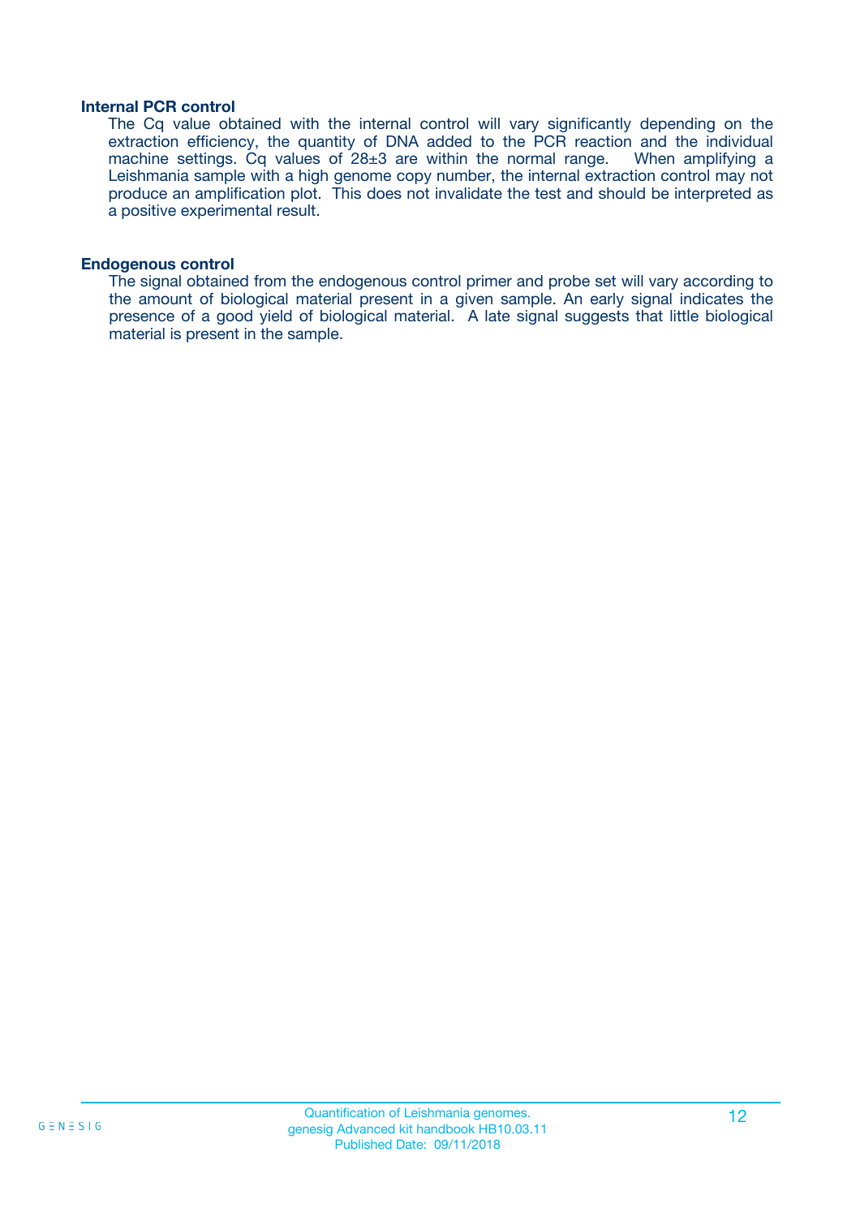### Internal PCR control

The Cq value obtained with the internal control will vary significantly depending on the extraction efficiency, the quantity of DNA added to the PCR reaction and the individual machine settings. Cq values of 28±3 are within the normal range. When amplifying a Leishmania sample with a high genome copy number, the internal extraction control may not produce an amplification plot. This does not invalidate the test and should be interpreted as a positive experimental result.

### Endogenous control

The signal obtained from the endogenous control primer and probe set will vary according to the amount of biological material present in a given sample. An early signal indicates the presence of a good yield of biological material. A late signal suggests that little biological material is present in the sample.